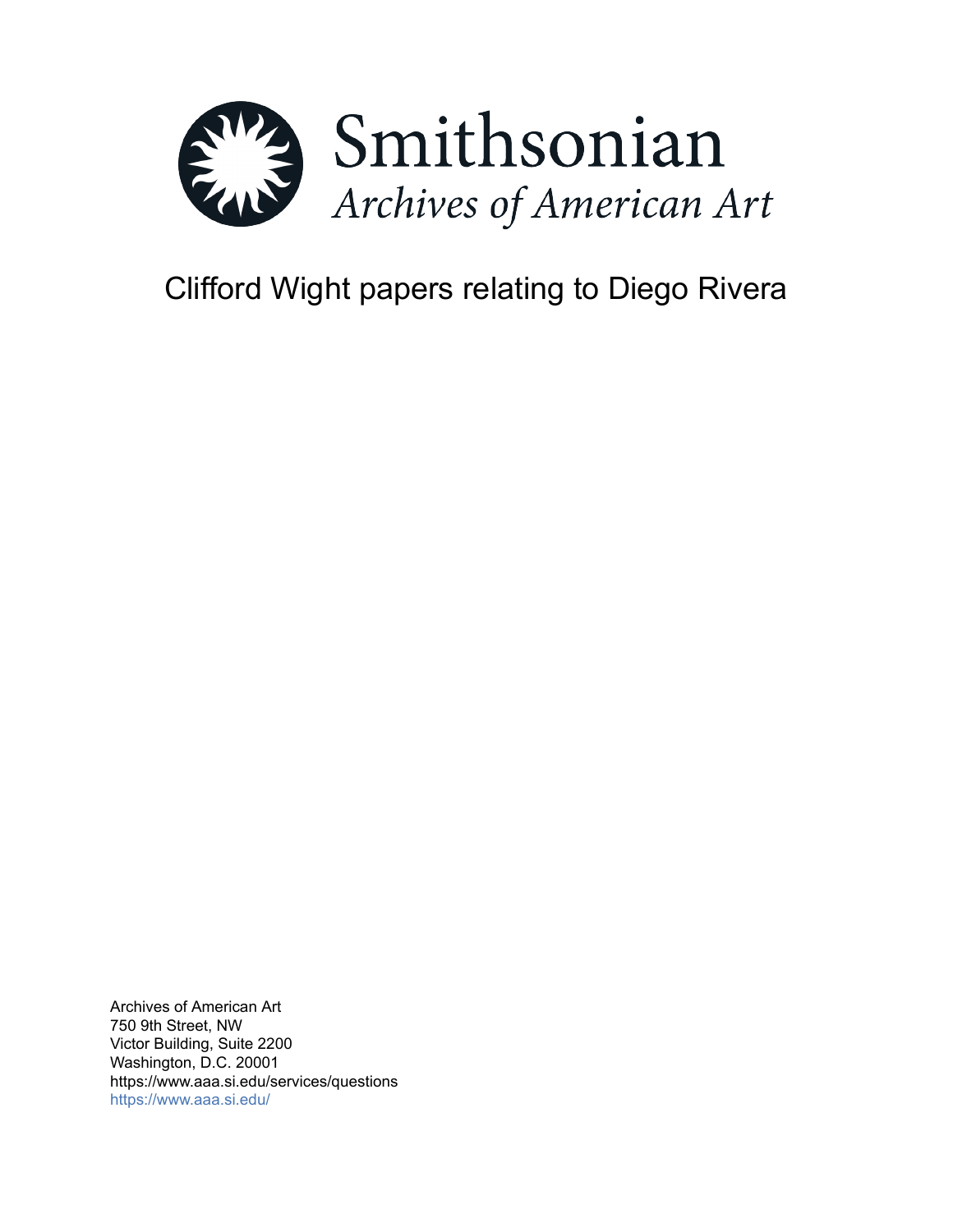Smithsonian

*Archives of American Art*

# Clifford Wight papers relating to Diego Rivera

Archives of American Art
750 9th Street, NW
Victor Building, Suite 2200
Washington, D.C. 20001
https://www.aaa.si.edu/services/questions
https://www.aaa.si.edu/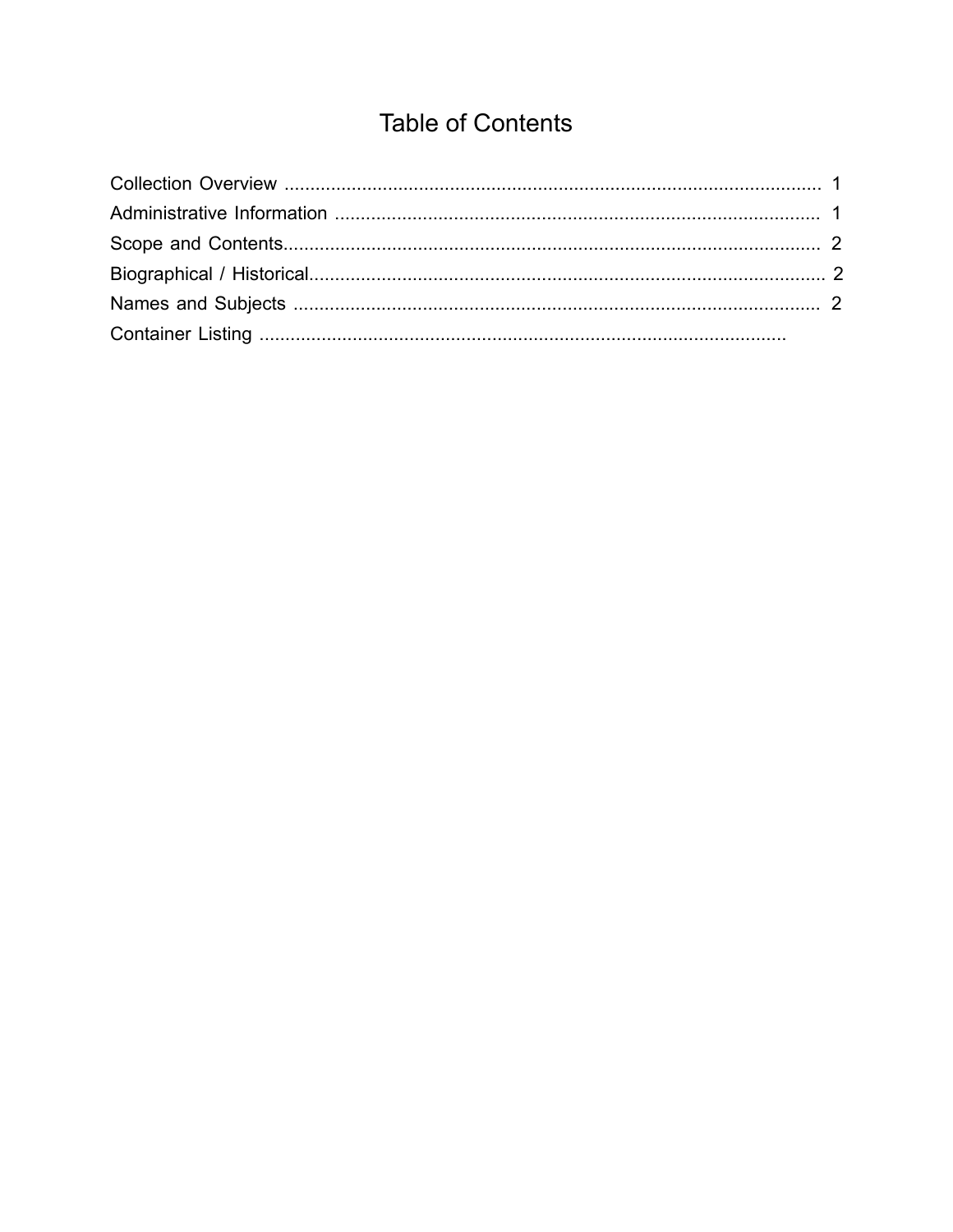# Table of Contents

Collection Overview ........................................................................................................ 1
Administrative Information .............................................................................................. 1
Scope and Contents........................................................................................................ 2
Biographical / Historical.................................................................................................... 2
Names and Subjects ....................................................................................................... 2
Container Listing .....................................................................................................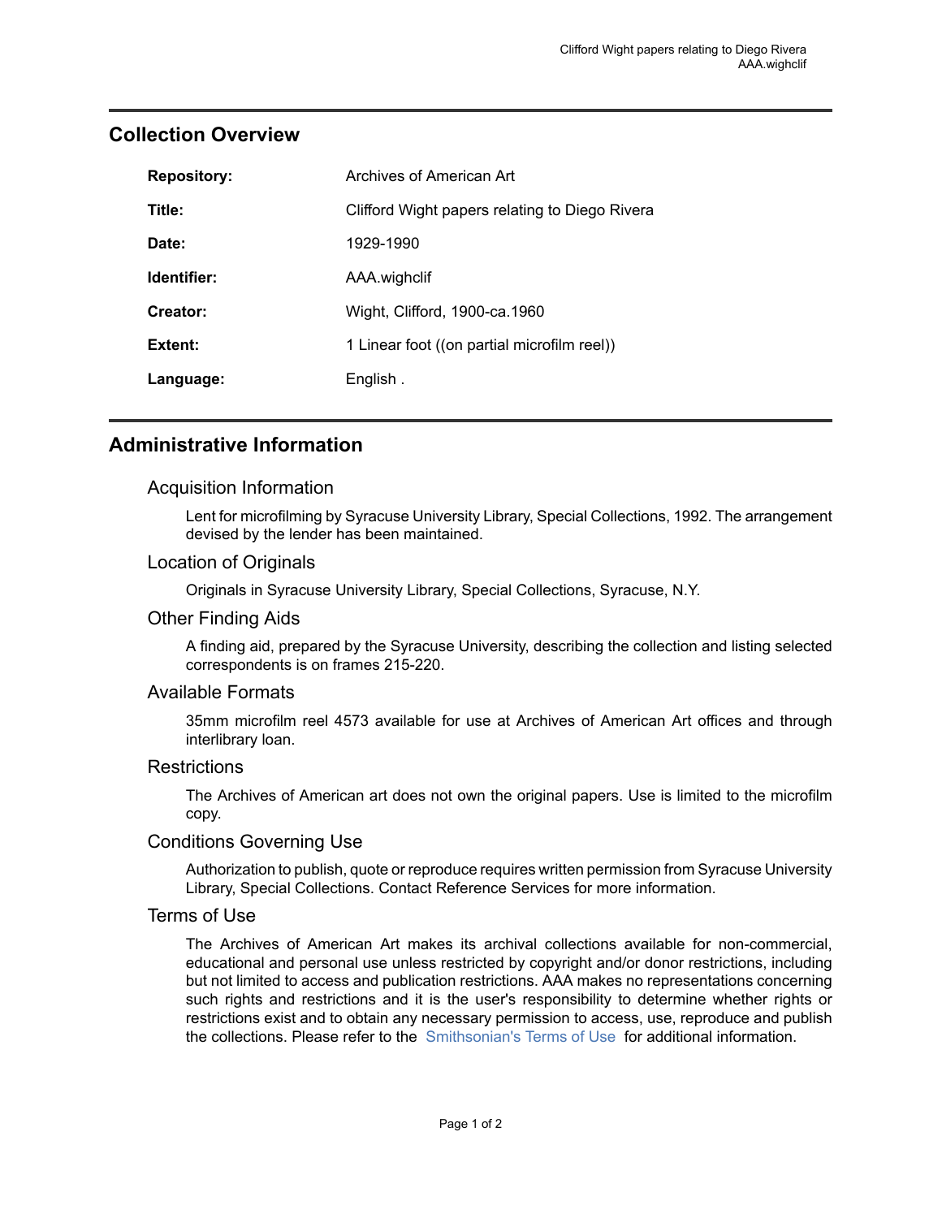## Collection Overview

| | |
|---|---|
| **Repository:** | Archives of American Art |
| **Title:** | Clifford Wight papers relating to Diego Rivera |
| **Date:** | 1929-1990 |
| **Identifier:** | AAA.wighclif |
| **Creator:** | Wight, Clifford, 1900-ca.1960 |
| **Extent:** | 1 Linear foot ((on partial microfilm reel)) |
| **Language:** | English . |

## Administrative Information

### Acquisition Information

Lent for microfilming by Syracuse University Library, Special Collections, 1992. The arrangement devised by the lender has been maintained.

### Location of Originals

Originals in Syracuse University Library, Special Collections, Syracuse, N.Y.

### Other Finding Aids

A finding aid, prepared by the Syracuse University, describing the collection and listing selected correspondents is on frames 215-220.

### Available Formats

35mm microfilm reel 4573 available for use at Archives of American Art offices and through interlibrary loan.

### Restrictions

The Archives of American art does not own the original papers. Use is limited to the microfilm copy.

### Conditions Governing Use

Authorization to publish, quote or reproduce requires written permission from Syracuse University Library, Special Collections. Contact Reference Services for more information.

### Terms of Use

The Archives of American Art makes its archival collections available for non-commercial, educational and personal use unless restricted by copyright and/or donor restrictions, including but not limited to access and publication restrictions. AAA makes no representations concerning such rights and restrictions and it is the user's responsibility to determine whether rights or restrictions exist and to obtain any necessary permission to access, use, reproduce and publish the collections. Please refer to the Smithsonian's Terms of Use for additional information.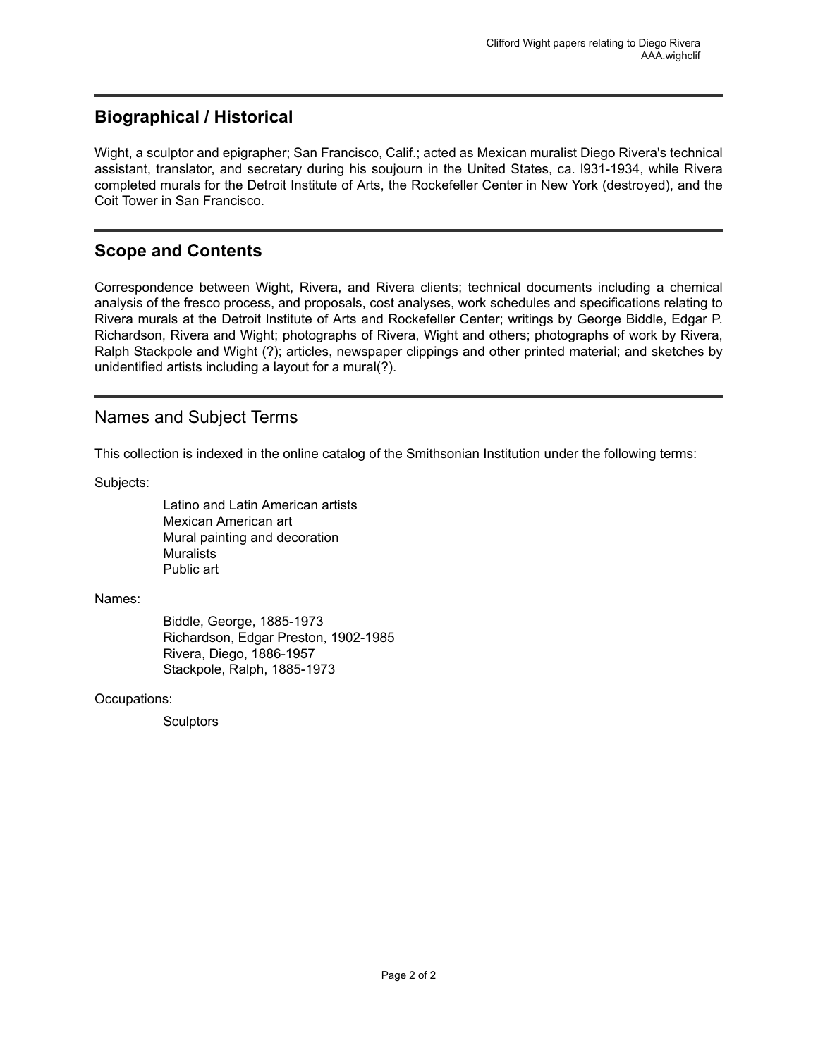## Biographical / Historical

Wight, a sculptor and epigrapher; San Francisco, Calif.; acted as Mexican muralist Diego Rivera's technical assistant, translator, and secretary during his soujourn in the United States, ca. l931-1934, while Rivera completed murals for the Detroit Institute of Arts, the Rockefeller Center in New York (destroyed), and the Coit Tower in San Francisco.

## Scope and Contents

Correspondence between Wight, Rivera, and Rivera clients; technical documents including a chemical analysis of the fresco process, and proposals, cost analyses, work schedules and specifications relating to Rivera murals at the Detroit Institute of Arts and Rockefeller Center; writings by George Biddle, Edgar P. Richardson, Rivera and Wight; photographs of Rivera, Wight and others; photographs of work by Rivera, Ralph Stackpole and Wight (?); articles, newspaper clippings and other printed material; and sketches by unidentified artists including a layout for a mural(?).

## Names and Subject Terms

This collection is indexed in the online catalog of the Smithsonian Institution under the following terms:

Subjects:

- Latino and Latin American artists
- Mexican American art
- Mural painting and decoration
- Muralists
- Public art

Names:

- Biddle, George, 1885-1973
- Richardson, Edgar Preston, 1902-1985
- Rivera, Diego, 1886-1957
- Stackpole, Ralph, 1885-1973

Occupations:

- Sculptors